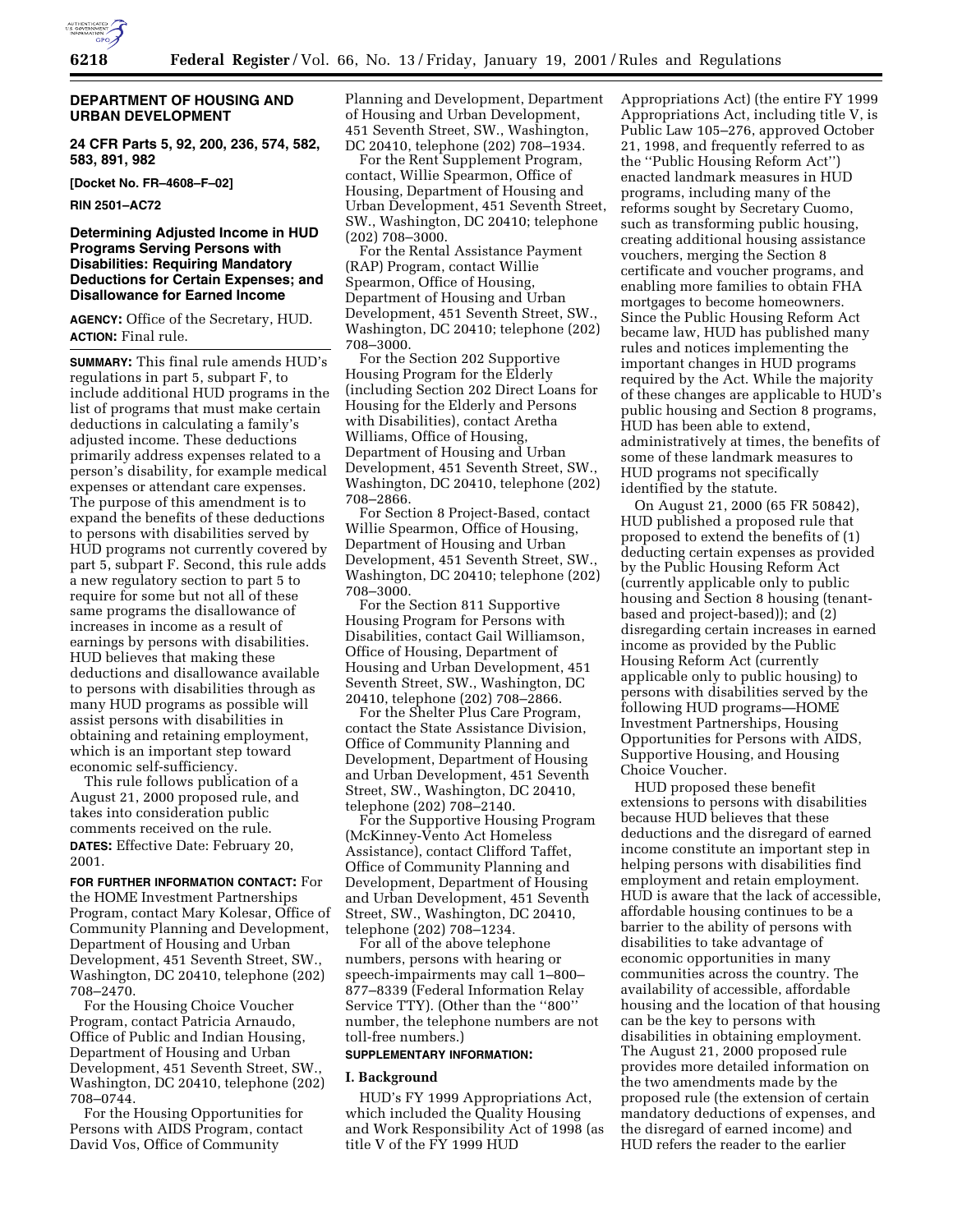**DEPARTMENT OF HOUSING AND URBAN DEVELOPMENT**

**24 CFR Parts 5, 92, 200, 236, 574, 582, 583, 891, 982**

**[Docket No. FR–4608–F–02]**

**RIN 2501–AC72**

# Determining Adjusted Income in HUD Programs Serving Persons with Disabilities: Requiring Mandatory Deductions for Certain Expenses; and Disallowance for Earned Income

**AGENCY:** Office of the Secretary, HUD.

**ACTION:** Final rule.

**SUMMARY:** This final rule amends HUD's regulations in part 5, subpart F, to include additional HUD programs in the list of programs that must make certain deductions in calculating a family's adjusted income. These deductions primarily address expenses related to a person's disability, for example medical expenses or attendant care expenses. The purpose of this amendment is to expand the benefits of these deductions to persons with disabilities served by HUD programs not currently covered by part 5, subpart F. Second, this rule adds a new regulatory section to part 5 to require for some but not all of these same programs the disallowance of increases in income as a result of earnings by persons with disabilities. HUD believes that making these deductions and disallowance available to persons with disabilities through as many HUD programs as possible will assist persons with disabilities in obtaining and retaining employment, which is an important step toward economic self-sufficiency.

This rule follows publication of a August 21, 2000 proposed rule, and takes into consideration public comments received on the rule.

**DATES:** Effective Date: February 20, 2001.

**FOR FURTHER INFORMATION CONTACT:** For the HOME Investment Partnerships Program, contact Mary Kolesar, Office of Community Planning and Development, Department of Housing and Urban Development, 451 Seventh Street, SW., Washington, DC 20410, telephone (202) 708–2470.

For the Housing Choice Voucher Program, contact Patricia Arnaudo, Office of Public and Indian Housing, Department of Housing and Urban Development, 451 Seventh Street, SW., Washington, DC 20410, telephone (202) 708–0744.

For the Housing Opportunities for Persons with AIDS Program, contact David Vos, Office of Community Planning and Development, Department of Housing and Urban Development, 451 Seventh Street, SW., Washington, DC 20410, telephone (202) 708–1934.

For the Rent Supplement Program, contact Willie Spearmon, Office of Housing, Department of Housing and Urban Development, 451 Seventh Street, SW., Washington, DC 20410; telephone (202) 708–3000.

For the Rental Assistance Payment (RAP) Program, contact Willie Spearmon, Office of Housing, Department of Housing and Urban Development, 451 Seventh Street, SW., Washington, DC 20410; telephone (202) 708–3000.

For the Section 202 Supportive Housing Program for the Elderly (including Section 202 Direct Loans for Housing for the Elderly and Persons with Disabilities), contact Aretha Williams, Office of Housing, Department of Housing and Urban Development, 451 Seventh Street, SW., Washington, DC 20410, telephone (202) 708–2866.

For Section 8 Project-Based, contact Willie Spearmon, Office of Housing, Department of Housing and Urban Development, 451 Seventh Street, SW., Washington, DC 20410; telephone (202) 708–3000.

For the Section 811 Supportive Housing Program for Persons with Disabilities, contact Gail Williamson, Office of Housing, Department of Housing and Urban Development, 451 Seventh Street, SW., Washington, DC 20410, telephone (202) 708–2866.

For the Shelter Plus Care Program, contact the State Assistance Division, Office of Community Planning and Development, Department of Housing and Urban Development, 451 Seventh Street, SW., Washington, DC 20410, telephone (202) 708–2140.

For the Supportive Housing Program (McKinney-Vento Act Homeless Assistance), contact Clifford Taffet, Office of Community Planning and Development, Department of Housing and Urban Development, 451 Seventh Street, SW., Washington, DC 20410, telephone (202) 708–1234.

For all of the above telephone numbers, persons with hearing or speech-impairments may call 1–800–877–8339 (Federal Information Relay Service TTY). (Other than the "800" number, the telephone numbers are not toll-free numbers.)

**SUPPLEMENTARY INFORMATION:**

## I. Background

HUD's FY 1999 Appropriations Act, which included the Quality Housing and Work Responsibility Act of 1998 (as title V of the FY 1999 HUD Appropriations Act) (the entire FY 1999 Appropriations Act, including title V, is Public Law 105–276, approved October 21, 1998, and frequently referred to as the "Public Housing Reform Act") enacted landmark measures in HUD programs, including many of the reforms sought by Secretary Cuomo, such as transforming public housing, creating additional housing assistance vouchers, merging the Section 8 certificate and voucher programs, and enabling more families to obtain FHA mortgages to become homeowners. Since the Public Housing Reform Act became law, HUD has published many rules and notices implementing the important changes in HUD programs required by the Act. While the majority of these changes are applicable to HUD's public housing and Section 8 programs, HUD has been able to extend, administratively at times, the benefits of some of these landmark measures to HUD programs not specifically identified by the statute.

On August 21, 2000 (65 FR 50842), HUD published a proposed rule that proposed to extend the benefits of (1) deducting certain expenses as provided by the Public Housing Reform Act (currently applicable only to public housing and Section 8 housing (tenant-based and project-based)); and (2) disregarding certain increases in earned income as provided by the Public Housing Reform Act (currently applicable only to public housing) to persons with disabilities served by the following HUD programs—HOME Investment Partnerships, Housing Opportunities for Persons with AIDS, Supportive Housing, and Housing Choice Voucher.

HUD proposed these benefit extensions to persons with disabilities because HUD believes that these deductions and the disregard of earned income constitute an important step in helping persons with disabilities find employment and retain employment. HUD is aware that the lack of accessible, affordable housing continues to be a barrier to the ability of persons with disabilities to take advantage of economic opportunities in many communities across the country. The availability of accessible, affordable housing and the location of that housing can be the key to persons with disabilities in obtaining employment. The August 21, 2000 proposed rule provides more detailed information on the two amendments made by the proposed rule (the extension of certain mandatory deductions of expenses, and the disregard of earned income) and HUD refers the reader to the earlier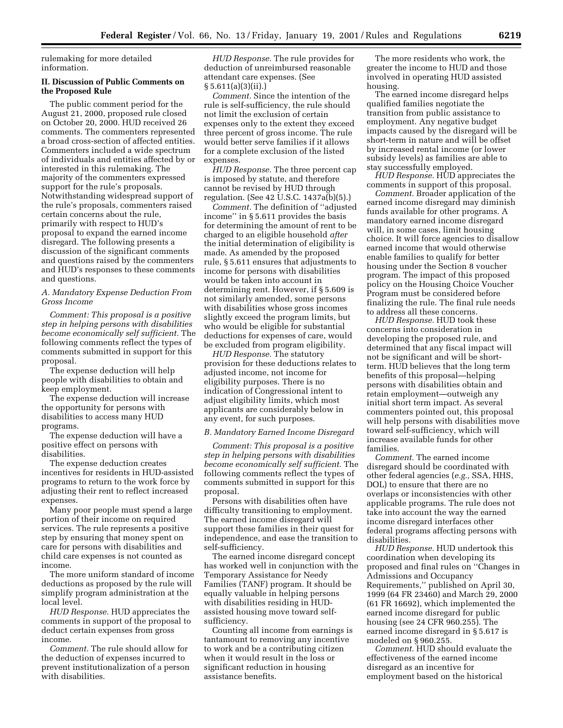rulemaking for more detailed information.

## II. Discussion of Public Comments on the Proposed Rule

The public comment period for the August 21, 2000, proposed rule closed on October 20, 2000. HUD received 26 comments. The commenters represented a broad cross-section of affected entities. Commenters included a wide spectrum of individuals and entities affected by or interested in this rulemaking. The majority of the commenters expressed support for the rule's proposals. Notwithstanding widespread support of the rule's proposals, commenters raised certain concerns about the rule, primarily with respect to HUD's proposal to expand the earned income disregard. The following presents a discussion of the significant comments and questions raised by the commenters and HUD's responses to these comments and questions.

### *A. Mandatory Expense Deduction From Gross Income*

*Comment: This proposal is a positive step in helping persons with disabilities become economically self sufficient.* The following comments reflect the types of comments submitted in support for this proposal.

The expense deduction will help people with disabilities to obtain and keep employment.

The expense deduction will increase the opportunity for persons with disabilities to access many HUD programs.

The expense deduction will have a positive effect on persons with disabilities.

The expense deduction creates incentives for residents in HUD-assisted programs to return to the work force by adjusting their rent to reflect increased expenses.

Many poor people must spend a large portion of their income on required services. The rule represents a positive step by ensuring that money spent on care for persons with disabilities and child care expenses is not counted as income.

The more uniform standard of income deductions as proposed by the rule will simplify program administration at the local level.

*HUD Response.* HUD appreciates the comments in support of the proposal to deduct certain expenses from gross income.

*Comment.* The rule should allow for the deduction of expenses incurred to prevent institutionalization of a person with disabilities.

*HUD Response.* The rule provides for deduction of unreimbursed reasonable attendant care expenses. (See § 5.611(a)(3)(ii).)

*Comment.* Since the intention of the rule is self-sufficiency, the rule should not limit the exclusion of certain expenses only to the extent they exceed three percent of gross income. The rule would better serve families if it allows for a complete exclusion of the listed expenses.

*HUD Response.* The three percent cap is imposed by statute, and therefore cannot be revised by HUD through regulation. (See 42 U.S.C. 1437a(b)(5).)

*Comment.* The definition of ''adjusted income'' in § 5.611 provides the basis for determining the amount of rent to be charged to an eligible household *after* the initial determination of eligibility is made. As amended by the proposed rule, § 5.611 ensures that adjustments to income for persons with disabilities would be taken into account in determining rent. However, if § 5.609 is not similarly amended, some persons with disabilities whose gross incomes slightly exceed the program limits, but who would be eligible for substantial deductions for expenses of care, would be excluded from program eligibility.

*HUD Response.* The statutory provision for these deductions relates to adjusted income, not income for eligibility purposes. There is no indication of Congressional intent to adjust eligibility limits, which most applicants are considerably below in any event, for such purposes.

### *B. Mandatory Earned Income Disregard*

*Comment: This proposal is a positive step in helping persons with disabilities become economically self sufficient.* The following comments reflect the types of comments submitted in support for this proposal.

Persons with disabilities often have difficulty transitioning to employment. The earned income disregard will support these families in their quest for independence, and ease the transition to self-sufficiency.

The earned income disregard concept has worked well in conjunction with the Temporary Assistance for Needy Families (TANF) program. It should be equally valuable in helping persons with disabilities residing in HUD-assisted housing move toward self-sufficiency.

Counting all income from earnings is tantamount to removing any incentive to work and be a contributing citizen when it would result in the loss or significant reduction in housing assistance benefits.

The more residents who work, the greater the income to HUD and those involved in operating HUD assisted housing.

The earned income disregard helps qualified families negotiate the transition from public assistance to employment. Any negative budget impacts caused by the disregard will be short-term in nature and will be offset by increased rental income (or lower subsidy levels) as families are able to stay successfully employed.

*HUD Response.* HUD appreciates the comments in support of this proposal.

*Comment.* Broader application of the earned income disregard may diminish funds available for other programs. A mandatory earned income disregard will, in some cases, limit housing choice. It will force agencies to disallow earned income that would otherwise enable families to qualify for better housing under the Section 8 voucher program. The impact of this proposed policy on the Housing Choice Voucher Program must be considered before finalizing the rule. The final rule needs to address all these concerns.

*HUD Response.* HUD took these concerns into consideration in developing the proposed rule, and determined that any fiscal impact will not be significant and will be short-term. HUD believes that the long term benefits of this proposal—helping persons with disabilities obtain and retain employment—outweigh any initial short term impact. As several commenters pointed out, this proposal will help persons with disabilities move toward self-sufficiency, which will increase available funds for other families.

*Comment.* The earned income disregard should be coordinated with other federal agencies (*e.g.,* SSA, HHS, DOL) to ensure that there are no overlaps or inconsistencies with other applicable programs. The rule does not take into account the way the earned income disregard interfaces other federal programs affecting persons with disabilities.

*HUD Response.* HUD undertook this coordination when developing its proposed and final rules on ''Changes in Admissions and Occupancy Requirements,'' published on April 30, 1999 (64 FR 23460) and March 29, 2000 (61 FR 16692), which implemented the earned income disregard for public housing (see 24 CFR 960.255). The earned income disregard in § 5.617 is modeled on § 960.255.

*Comment.* HUD should evaluate the effectiveness of the earned income disregard as an incentive for employment based on the historical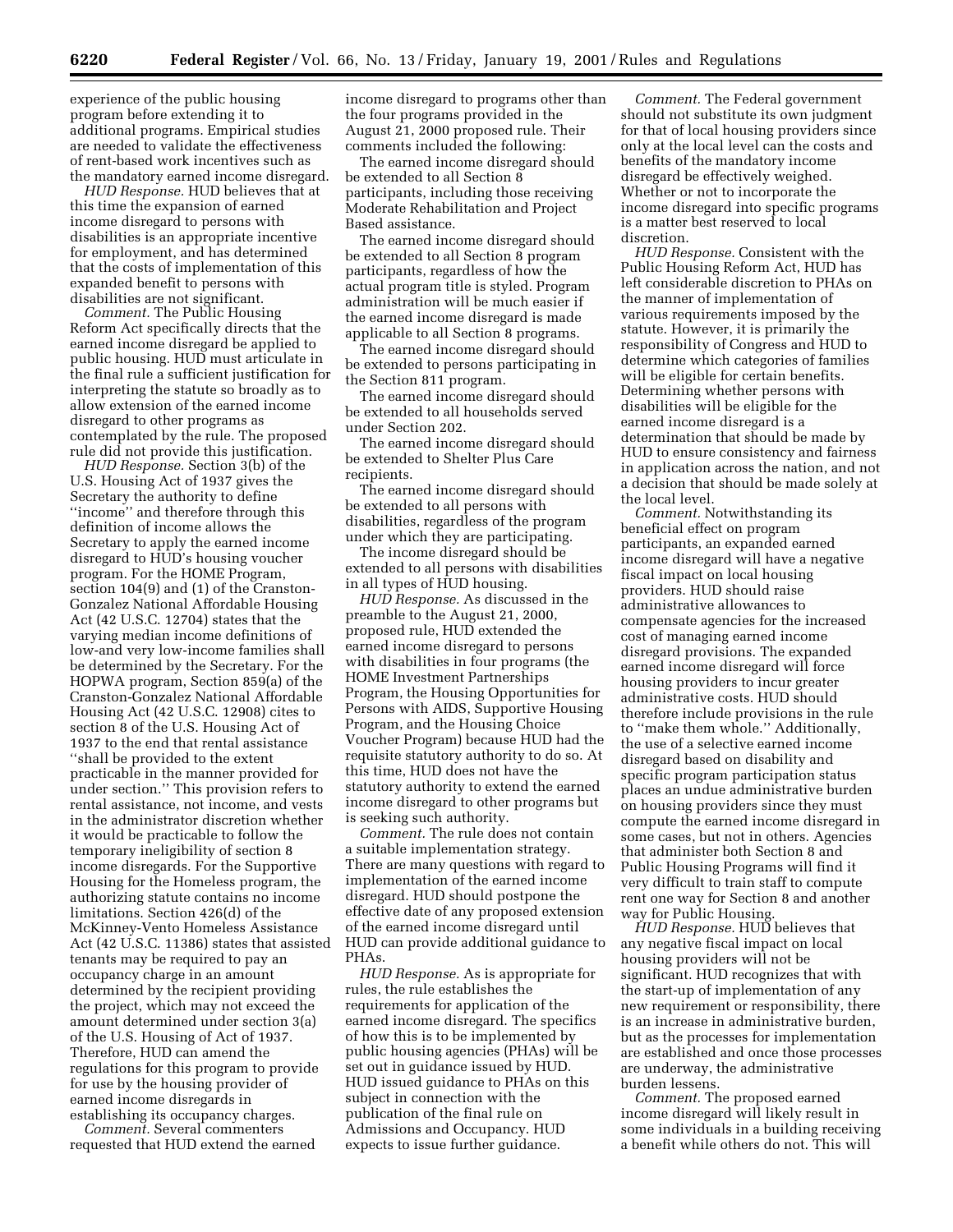experience of the public housing program before extending it to additional programs. Empirical studies are needed to validate the effectiveness of rent-based work incentives such as the mandatory earned income disregard.

*HUD Response.* HUD believes that at this time the expansion of earned income disregard to persons with disabilities is an appropriate incentive for employment, and has determined that the costs of implementation of this expanded benefit to persons with disabilities are not significant.

*Comment.* The Public Housing Reform Act specifically directs that the earned income disregard be applied to public housing. HUD must articulate in the final rule a sufficient justification for interpreting the statute so broadly as to allow extension of the earned income disregard to other programs as contemplated by the rule. The proposed rule did not provide this justification.

*HUD Response.* Section 3(b) of the U.S. Housing Act of 1937 gives the Secretary the authority to define ''income'' and therefore through this definition of income allows the Secretary to apply the earned income disregard to HUD's housing voucher program. For the HOME Program, section 104(9) and (1) of the Cranston-Gonzalez National Affordable Housing Act (42 U.S.C. 12704) states that the varying median income definitions of low-and very low-income families shall be determined by the Secretary. For the HOPWA program, Section 859(a) of the Cranston-Gonzalez National Affordable Housing Act (42 U.S.C. 12908) cites to section 8 of the U.S. Housing Act of 1937 to the end that rental assistance ''shall be provided to the extent practicable in the manner provided for under section.'' This provision refers to rental assistance, not income, and vests in the administrator discretion whether it would be practicable to follow the temporary ineligibility of section 8 income disregards. For the Supportive Housing for the Homeless program, the authorizing statute contains no income limitations. Section 426(d) of the McKinney-Vento Homeless Assistance Act (42 U.S.C. 11386) states that assisted tenants may be required to pay an occupancy charge in an amount determined by the recipient providing the project, which may not exceed the amount determined under section 3(a) of the U.S. Housing of Act of 1937. Therefore, HUD can amend the regulations for this program to provide for use by the housing provider of earned income disregards in establishing its occupancy charges.

*Comment.* Several commenters requested that HUD extend the earned income disregard to programs other than the four programs provided in the August 21, 2000 proposed rule. Their comments included the following:

The earned income disregard should be extended to all Section 8 participants, including those receiving Moderate Rehabilitation and Project Based assistance.

The earned income disregard should be extended to all Section 8 program participants, regardless of how the actual program title is styled. Program administration will be much easier if the earned income disregard is made applicable to all Section 8 programs.

The earned income disregard should be extended to persons participating in the Section 811 program.

The earned income disregard should be extended to all households served under Section 202.

The earned income disregard should be extended to Shelter Plus Care recipients.

The earned income disregard should be extended to all persons with disabilities, regardless of the program under which they are participating.

The income disregard should be extended to all persons with disabilities in all types of HUD housing.

*HUD Response.* As discussed in the preamble to the August 21, 2000, proposed rule, HUD extended the earned income disregard to persons with disabilities in four programs (the HOME Investment Partnerships Program, the Housing Opportunities for Persons with AIDS, Supportive Housing Program, and the Housing Choice Voucher Program) because HUD had the requisite statutory authority to do so. At this time, HUD does not have the statutory authority to extend the earned income disregard to other programs but is seeking such authority.

*Comment.* The rule does not contain a suitable implementation strategy. There are many questions with regard to implementation of the earned income disregard. HUD should postpone the effective date of any proposed extension of the earned income disregard until HUD can provide additional guidance to PHAs.

*HUD Response.* As is appropriate for rules, the rule establishes the requirements for application of the earned income disregard. The specifics of how this is to be implemented by public housing agencies (PHAs) will be set out in guidance issued by HUD. HUD issued guidance to PHAs on this subject in connection with the publication of the final rule on Admissions and Occupancy. HUD expects to issue further guidance.

*Comment.* The Federal government should not substitute its own judgment for that of local housing providers since only at the local level can the costs and benefits of the mandatory income disregard be effectively weighed. Whether or not to incorporate the income disregard into specific programs is a matter best reserved to local discretion.

*HUD Response.* Consistent with the Public Housing Reform Act, HUD has left considerable discretion to PHAs on the manner of implementation of various requirements imposed by the statute. However, it is primarily the responsibility of Congress and HUD to determine which categories of families will be eligible for certain benefits. Determining whether persons with disabilities will be eligible for the earned income disregard is a determination that should be made by HUD to ensure consistency and fairness in application across the nation, and not a decision that should be made solely at the local level.

*Comment.* Notwithstanding its beneficial effect on program participants, an expanded earned income disregard will have a negative fiscal impact on local housing providers. HUD should raise administrative allowances to compensate agencies for the increased cost of managing earned income disregard provisions. The expanded earned income disregard will force housing providers to incur greater administrative costs. HUD should therefore include provisions in the rule to ''make them whole.'' Additionally, the use of a selective earned income disregard based on disability and specific program participation status places an undue administrative burden on housing providers since they must compute the earned income disregard in some cases, but not in others. Agencies that administer both Section 8 and Public Housing Programs will find it very difficult to train staff to compute rent one way for Section 8 and another way for Public Housing.

*HUD Response.* HUD believes that any negative fiscal impact on local housing providers will not be significant. HUD recognizes that with the start-up of implementation of any new requirement or responsibility, there is an increase in administrative burden, but as the processes for implementation are established and once those processes are underway, the administrative burden lessens.

*Comment.* The proposed earned income disregard will likely result in some individuals in a building receiving a benefit while others do not. This will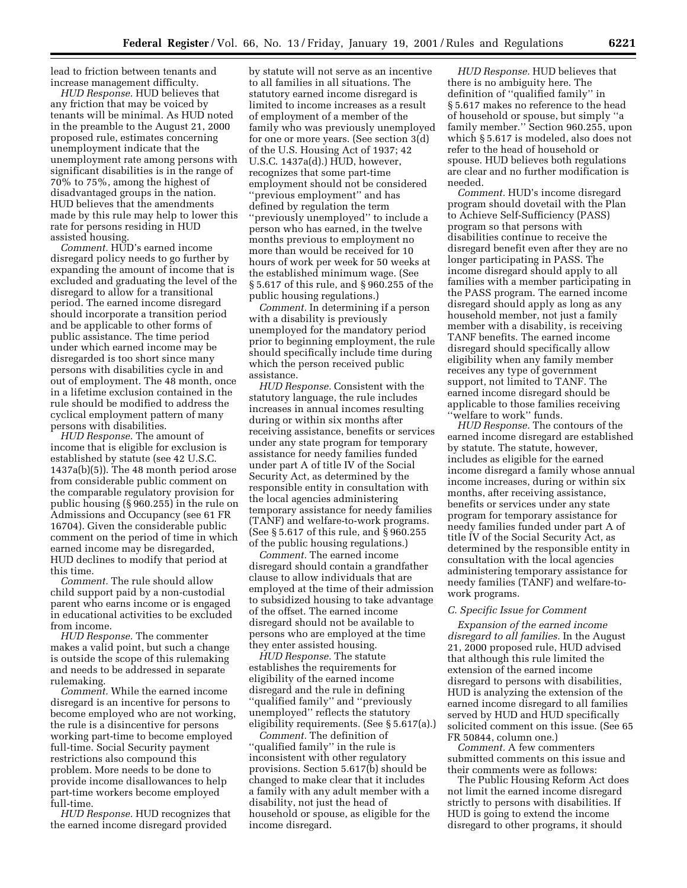lead to friction between tenants and increase management difficulty.

*HUD Response.* HUD believes that any friction that may be voiced by tenants will be minimal. As HUD noted in the preamble to the August 21, 2000 proposed rule, estimates concerning unemployment indicate that the unemployment rate among persons with significant disabilities is in the range of 70% to 75%, among the highest of disadvantaged groups in the nation. HUD believes that the amendments made by this rule may help to lower this rate for persons residing in HUD assisted housing.

*Comment.* HUD's earned income disregard policy needs to go further by expanding the amount of income that is excluded and graduating the level of the disregard to allow for a transitional period. The earned income disregard should incorporate a transition period and be applicable to other forms of public assistance. The time period under which earned income may be disregarded is too short since many persons with disabilities cycle in and out of employment. The 48 month, once in a lifetime exclusion contained in the rule should be modified to address the cyclical employment pattern of many persons with disabilities.

*HUD Response.* The amount of income that is eligible for exclusion is established by statute (see 42 U.S.C. 1437a(b)(5)). The 48 month period arose from considerable public comment on the comparable regulatory provision for public housing (§ 960.255) in the rule on Admissions and Occupancy (see 61 FR 16704). Given the considerable public comment on the period of time in which earned income may be disregarded, HUD declines to modify that period at this time.

*Comment.* The rule should allow child support paid by a non-custodial parent who earns income or is engaged in educational activities to be excluded from income.

*HUD Response.* The commenter makes a valid point, but such a change is outside the scope of this rulemaking and needs to be addressed in separate rulemaking.

*Comment.* While the earned income disregard is an incentive for persons to become employed who are not working, the rule is a disincentive for persons working part-time to become employed full-time. Social Security payment restrictions also compound this problem. More needs to be done to provide income disallowances to help part-time workers become employed full-time.

*HUD Response.* HUD recognizes that the earned income disregard provided by statute will not serve as an incentive to all families in all situations. The statutory earned income disregard is limited to income increases as a result of employment of a member of the family who was previously unemployed for one or more years. (See section 3(d) of the U.S. Housing Act of 1937; 42 U.S.C. 1437a(d).) HUD, however, recognizes that some part-time employment should not be considered ''previous employment'' and has defined by regulation the term ''previously unemployed'' to include a person who has earned, in the twelve months previous to employment no more than would be received for 10 hours of work per week for 50 weeks at the established minimum wage. (See § 5.617 of this rule, and § 960.255 of the public housing regulations.)

*Comment.* In determining if a person with a disability is previously unemployed for the mandatory period prior to beginning employment, the rule should specifically include time during which the person received public assistance.

*HUD Response.* Consistent with the statutory language, the rule includes increases in annual incomes resulting during or within six months after receiving assistance, benefits or services under any state program for temporary assistance for needy families funded under part A of title IV of the Social Security Act, as determined by the responsible entity in consultation with the local agencies administering temporary assistance for needy families (TANF) and welfare-to-work programs. (See § 5.617 of this rule, and § 960.255 of the public housing regulations.)

*Comment.* The earned income disregard should contain a grandfather clause to allow individuals that are employed at the time of their admission to subsidized housing to take advantage of the offset. The earned income disregard should not be available to persons who are employed at the time they enter assisted housing.

*HUD Response.* The statute establishes the requirements for eligibility of the earned income disregard and the rule in defining ''qualified family'' and ''previously unemployed'' reflects the statutory eligibility requirements. (See § 5.617(a).)

*Comment.* The definition of ''qualified family'' in the rule is inconsistent with other regulatory provisions. Section 5.617(b) should be changed to make clear that it includes a family with any adult member with a disability, not just the head of household or spouse, as eligible for the income disregard.

*HUD Response.* HUD believes that there is no ambiguity here. The definition of ''qualified family'' in § 5.617 makes no reference to the head of household or spouse, but simply ''a family member.'' Section 960.255, upon which § 5.617 is modeled, also does not refer to the head of household or spouse. HUD believes both regulations are clear and no further modification is needed.

*Comment.* HUD's income disregard program should dovetail with the Plan to Achieve Self-Sufficiency (PASS) program so that persons with disabilities continue to receive the disregard benefit even after they are no longer participating in PASS. The income disregard should apply to all families with a member participating in the PASS program. The earned income disregard should apply as long as any household member, not just a family member with a disability, is receiving TANF benefits. The earned income disregard should specifically allow eligibility when any family member receives any type of government support, not limited to TANF. The earned income disregard should be applicable to those families receiving ''welfare to work'' funds.

*HUD Response.* The contours of the earned income disregard are established by statute. The statute, however, includes as eligible for the earned income disregard a family whose annual income increases, during or within six months, after receiving assistance, benefits or services under any state program for temporary assistance for needy families funded under part A of title IV of the Social Security Act, as determined by the responsible entity in consultation with the local agencies administering temporary assistance for needy families (TANF) and welfare-to-work programs.

### *C. Specific Issue for Comment*

*Expansion of the earned income disregard to all families.* In the August 21, 2000 proposed rule, HUD advised that although this rule limited the extension of the earned income disregard to persons with disabilities, HUD is analyzing the extension of the earned income disregard to all families served by HUD and HUD specifically solicited comment on this issue. (See 65 FR 50844, column one.)

*Comment.* A few commenters submitted comments on this issue and their comments were as follows:

The Public Housing Reform Act does not limit the earned income disregard strictly to persons with disabilities. If HUD is going to extend the income disregard to other programs, it should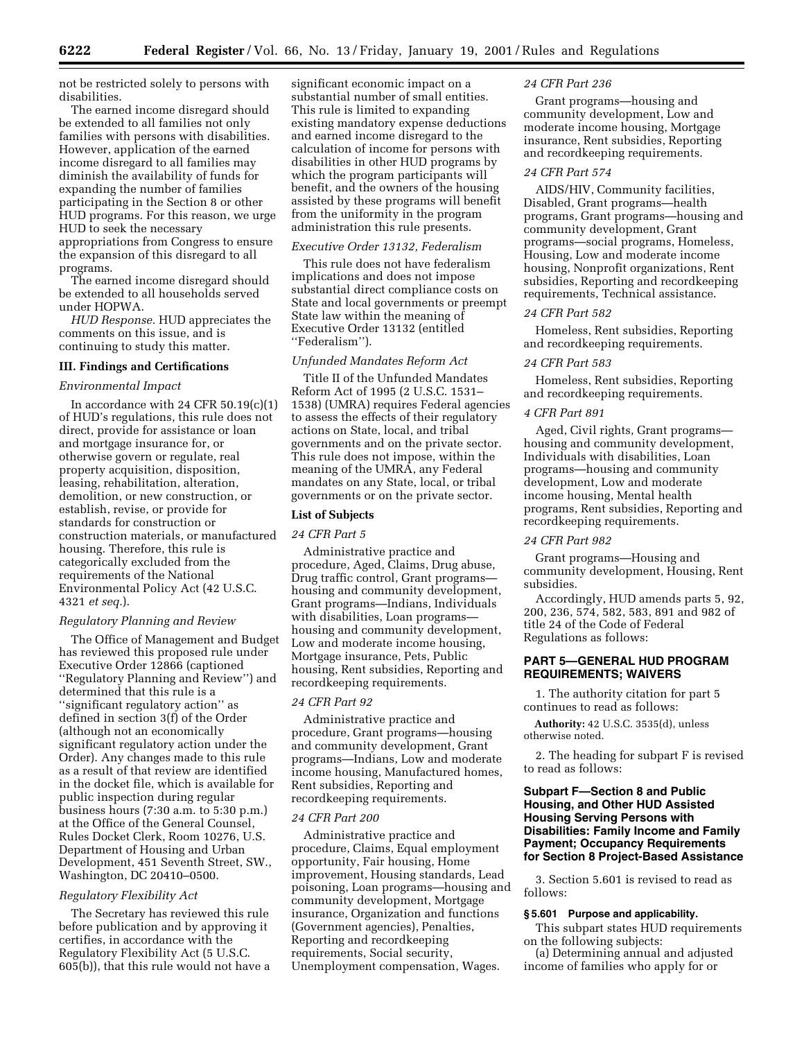not be restricted solely to persons with disabilities.

The earned income disregard should be extended to all families not only families with persons with disabilities. However, application of the earned income disregard to all families may diminish the availability of funds for expanding the number of families participating in the Section 8 or other HUD programs. For this reason, we urge HUD to seek the necessary appropriations from Congress to ensure the expansion of this disregard to all programs.

The earned income disregard should be extended to all households served under HOPWA.

*HUD Response.* HUD appreciates the comments on this issue, and is continuing to study this matter.

## III. Findings and Certifications

### *Environmental Impact*

In accordance with 24 CFR 50.19(c)(1) of HUD's regulations, this rule does not direct, provide for assistance or loan and mortgage insurance for, or otherwise govern or regulate, real property acquisition, disposition, leasing, rehabilitation, alteration, demolition, or new construction, or establish, revise, or provide for standards for construction or construction materials, or manufactured housing. Therefore, this rule is categorically excluded from the requirements of the National Environmental Policy Act (42 U.S.C. 4321 *et seq.*).

### *Regulatory Planning and Review*

The Office of Management and Budget has reviewed this proposed rule under Executive Order 12866 (captioned ''Regulatory Planning and Review'') and determined that this rule is a ''significant regulatory action'' as defined in section 3(f) of the Order (although not an economically significant regulatory action under the Order). Any changes made to this rule as a result of that review are identified in the docket file, which is available for public inspection during regular business hours (7:30 a.m. to 5:30 p.m.) at the Office of the General Counsel, Rules Docket Clerk, Room 10276, U.S. Department of Housing and Urban Development, 451 Seventh Street, SW., Washington, DC 20410–0500.

### *Regulatory Flexibility Act*

The Secretary has reviewed this rule before publication and by approving it certifies, in accordance with the Regulatory Flexibility Act (5 U.S.C. 605(b)), that this rule would not have a significant economic impact on a substantial number of small entities. This rule is limited to expanding existing mandatory expense deductions and earned income disregard to the calculation of income for persons with disabilities in other HUD programs by which the program participants will benefit, and the owners of the housing assisted by these programs will benefit from the uniformity in the program administration this rule presents.

### *Executive Order 13132, Federalism*

This rule does not have federalism implications and does not impose substantial direct compliance costs on State and local governments or preempt State law within the meaning of Executive Order 13132 (entitled ''Federalism'').

### *Unfunded Mandates Reform Act*

Title II of the Unfunded Mandates Reform Act of 1995 (2 U.S.C. 1531–1538) (UMRA) requires Federal agencies to assess the effects of their regulatory actions on State, local, and tribal governments and on the private sector. This rule does not impose, within the meaning of the UMRA, any Federal mandates on any State, local, or tribal governments or on the private sector.

### List of Subjects

*24 CFR Part 5*

Administrative practice and procedure, Aged, Claims, Drug abuse, Drug traffic control, Grant programs—housing and community development, Grant programs—Indians, Individuals with disabilities, Loan programs—housing and community development, Low and moderate income housing, Mortgage insurance, Pets, Public housing, Rent subsidies, Reporting and recordkeeping requirements.

*24 CFR Part 92*

Administrative practice and procedure, Grant programs—housing and community development, Grant programs—Indians, Low and moderate income housing, Manufactured homes, Rent subsidies, Reporting and recordkeeping requirements.

*24 CFR Part 200*

Administrative practice and procedure, Claims, Equal employment opportunity, Fair housing, Home improvement, Housing standards, Lead poisoning, Loan programs—housing and community development, Mortgage insurance, Organization and functions (Government agencies), Penalties, Reporting and recordkeeping requirements, Social security, Unemployment compensation, Wages.

*24 CFR Part 236*

Grant programs—housing and community development, Low and moderate income housing, Mortgage insurance, Rent subsidies, Reporting and recordkeeping requirements.

*24 CFR Part 574*

AIDS/HIV, Community facilities, Disabled, Grant programs—health programs, Grant programs—housing and community development, Grant programs—social programs, Homeless, Housing, Low and moderate income housing, Nonprofit organizations, Rent subsidies, Reporting and recordkeeping requirements, Technical assistance.

*24 CFR Part 582*

Homeless, Rent subsidies, Reporting and recordkeeping requirements.

*24 CFR Part 583*

Homeless, Rent subsidies, Reporting and recordkeeping requirements.

*4 CFR Part 891*

Aged, Civil rights, Grant programs—housing and community development, Individuals with disabilities, Loan programs—housing and community development, Low and moderate income housing, Mental health programs, Rent subsidies, Reporting and recordkeeping requirements.

*24 CFR Part 982*

Grant programs—Housing and community development, Housing, Rent subsidies.

Accordingly, HUD amends parts 5, 92, 200, 236, 574, 582, 583, 891 and 982 of title 24 of the Code of Federal Regulations as follows:

## PART 5—GENERAL HUD PROGRAM REQUIREMENTS; WAIVERS

1. The authority citation for part 5 continues to read as follows:

**Authority:** 42 U.S.C. 3535(d), unless otherwise noted.

2. The heading for subpart F is revised to read as follows:

### Subpart F—Section 8 and Public Housing, and Other HUD Assisted Housing Serving Persons with Disabilities: Family Income and Family Payment; Occupancy Requirements for Section 8 Project-Based Assistance

3. Section 5.601 is revised to read as follows:

**§ 5.601 Purpose and applicability.**

This subpart states HUD requirements on the following subjects:

(a) Determining annual and adjusted income of families who apply for or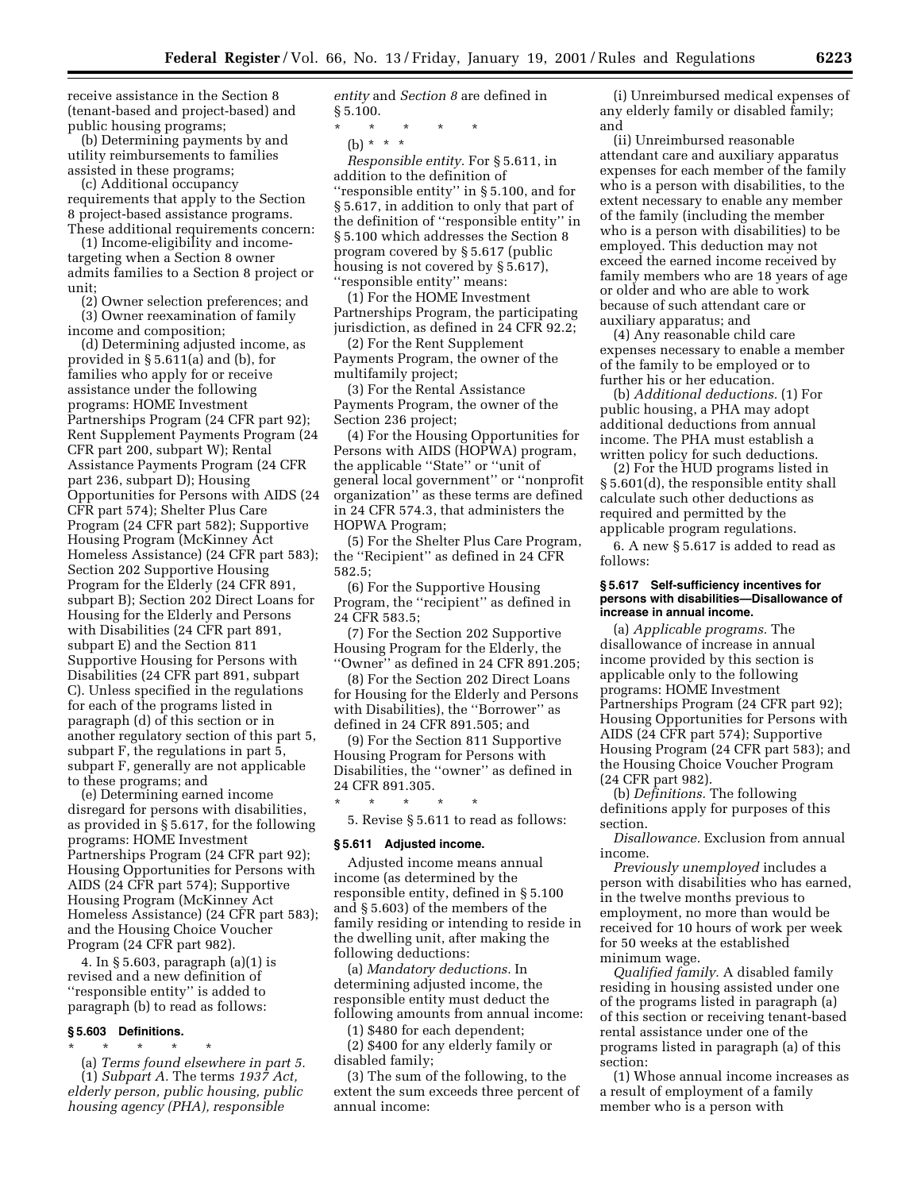receive assistance in the Section 8 (tenant-based and project-based) and public housing programs;

(b) Determining payments by and utility reimbursements to families assisted in these programs;

(c) Additional occupancy requirements that apply to the Section 8 project-based assistance programs. These additional requirements concern:

(1) Income-eligibility and income-targeting when a Section 8 owner admits families to a Section 8 project or unit;

(2) Owner selection preferences; and

(3) Owner reexamination of family income and composition;

(d) Determining adjusted income, as provided in § 5.611(a) and (b), for families who apply for or receive assistance under the following programs: HOME Investment Partnerships Program (24 CFR part 92); Rent Supplement Payments Program (24 CFR part 200, subpart W); Rental Assistance Payments Program (24 CFR part 236, subpart D); Housing Opportunities for Persons with AIDS (24 CFR part 574); Shelter Plus Care Program (24 CFR part 582); Supportive Housing Program (McKinney Act Homeless Assistance) (24 CFR part 583); Section 202 Supportive Housing Program for the Elderly (24 CFR 891, subpart B); Section 202 Direct Loans for Housing for the Elderly and Persons with Disabilities (24 CFR part 891, subpart E) and the Section 811 Supportive Housing for Persons with Disabilities (24 CFR part 891, subpart C). Unless specified in the regulations for each of the programs listed in paragraph (d) of this section or in another regulatory section of this part 5, subpart F, the regulations in part 5, subpart F, generally are not applicable to these programs; and

(e) Determining earned income disregard for persons with disabilities, as provided in § 5.617, for the following programs: HOME Investment Partnerships Program (24 CFR part 92); Housing Opportunities for Persons with AIDS (24 CFR part 574); Supportive Housing Program (McKinney Act Homeless Assistance) (24 CFR part 583); and the Housing Choice Voucher Program (24 CFR part 982).

4. In § 5.603, paragraph (a)(1) is revised and a new definition of "responsible entity" is added to paragraph (b) to read as follows:

**§ 5.603 Definitions.**

\* \* \* \* \*

(a) *Terms found elsewhere in part 5.* (1) *Subpart A.* The terms *1937 Act, elderly person, public housing, public housing agency (PHA), responsible entity* and *Section 8* are defined in § 5.100.

\* \* \* \* \*

(b) \* \* \*

*Responsible entity.* For § 5.611, in addition to the definition of "responsible entity" in § 5.100, and for § 5.617, in addition to only that part of the definition of "responsible entity" in § 5.100 which addresses the Section 8 program covered by § 5.617 (public housing is not covered by § 5.617), "responsible entity" means:

(1) For the HOME Investment Partnerships Program, the participating jurisdiction, as defined in 24 CFR 92.2;

(2) For the Rent Supplement Payments Program, the owner of the multifamily project;

(3) For the Rental Assistance Payments Program, the owner of the Section 236 project;

(4) For the Housing Opportunities for Persons with AIDS (HOPWA) program, the applicable "State" or "unit of general local government" or "nonprofit organization" as these terms are defined in 24 CFR 574.3, that administers the HOPWA Program;

(5) For the Shelter Plus Care Program, the "Recipient" as defined in 24 CFR 582.5;

(6) For the Supportive Housing Program, the "recipient" as defined in 24 CFR 583.5;

(7) For the Section 202 Supportive Housing Program for the Elderly, the "Owner" as defined in 24 CFR 891.205;

(8) For the Section 202 Direct Loans for Housing for the Elderly and Persons with Disabilities), the "Borrower" as defined in 24 CFR 891.505; and

(9) For the Section 811 Supportive Housing Program for Persons with Disabilities, the "owner" as defined in 24 CFR 891.305.

\* \* \* \* \*

5. Revise § 5.611 to read as follows:

**§ 5.611 Adjusted income.**

Adjusted income means annual income (as determined by the responsible entity, defined in § 5.100 and § 5.603) of the members of the family residing or intending to reside in the dwelling unit, after making the following deductions:

(a) *Mandatory deductions.* In determining adjusted income, the responsible entity must deduct the following amounts from annual income:

(1) $480 for each dependent;

(2) $400 for any elderly family or disabled family;

(3) The sum of the following, to the extent the sum exceeds three percent of annual income:

(i) Unreimbursed medical expenses of any elderly family or disabled family; and

(ii) Unreimbursed reasonable attendant care and auxiliary apparatus expenses for each member of the family who is a person with disabilities, to the extent necessary to enable any member of the family (including the member who is a person with disabilities) to be employed. This deduction may not exceed the earned income received by family members who are 18 years of age or older and who are able to work because of such attendant care or auxiliary apparatus; and

(4) Any reasonable child care expenses necessary to enable a member of the family to be employed or to further his or her education.

(b) *Additional deductions.* (1) For public housing, a PHA may adopt additional deductions from annual income. The PHA must establish a written policy for such deductions.

(2) For the HUD programs listed in § 5.601(d), the responsible entity shall calculate such other deductions as required and permitted by the applicable program regulations.

6. A new § 5.617 is added to read as follows:

**§ 5.617 Self-sufficiency incentives for persons with disabilities—Disallowance of increase in annual income.**

(a) *Applicable programs.* The disallowance of increase in annual income provided by this section is applicable only to the following programs: HOME Investment Partnerships Program (24 CFR part 92); Housing Opportunities for Persons with AIDS (24 CFR part 574); Supportive Housing Program (24 CFR part 583); and the Housing Choice Voucher Program (24 CFR part 982).

(b) *Definitions.* The following definitions apply for purposes of this section.

*Disallowance.* Exclusion from annual income.

*Previously unemployed* includes a person with disabilities who has earned, in the twelve months previous to employment, no more than would be received for 10 hours of work per week for 50 weeks at the established minimum wage.

*Qualified family.* A disabled family residing in housing assisted under one of the programs listed in paragraph (a) of this section or receiving tenant-based rental assistance under one of the programs listed in paragraph (a) of this section:

(1) Whose annual income increases as a result of employment of a family member who is a person with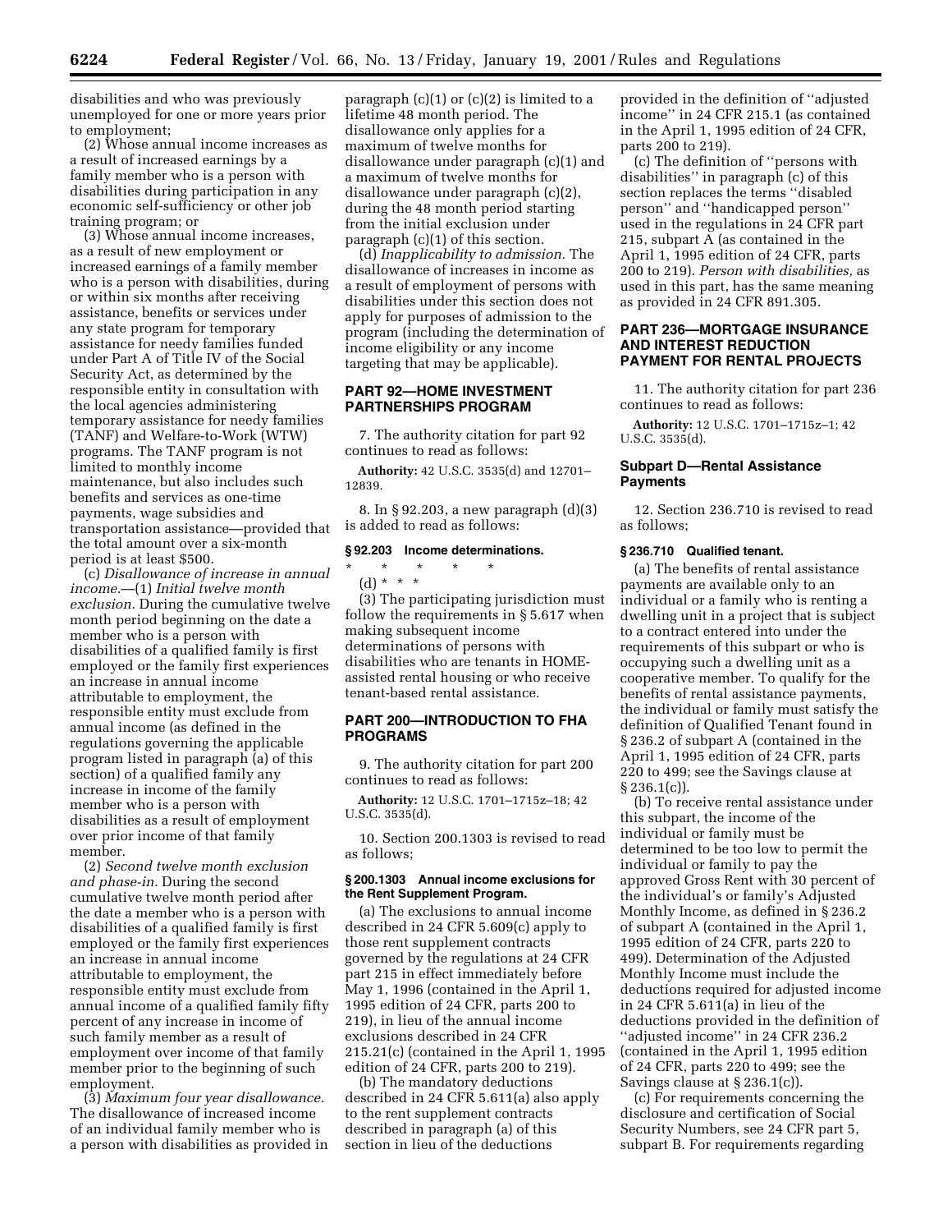disabilities and who was previously unemployed for one or more years prior to employment;

(2) Whose annual income increases as a result of increased earnings by a family member who is a person with disabilities during participation in any economic self-sufficiency or other job training program; or

(3) Whose annual income increases, as a result of new employment or increased earnings of a family member who is a person with disabilities, during or within six months after receiving assistance, benefits or services under any state program for temporary assistance for needy families funded under Part A of Title IV of the Social Security Act, as determined by the responsible entity in consultation with the local agencies administering temporary assistance for needy families (TANF) and Welfare-to-Work (WTW) programs. The TANF program is not limited to monthly income maintenance, but also includes such benefits and services as one-time payments, wage subsidies and transportation assistance—provided that the total amount over a six-month period is at least $500.

(c) *Disallowance of increase in annual income.*—(1) *Initial twelve month exclusion.* During the cumulative twelve month period beginning on the date a member who is a person with disabilities of a qualified family is first employed or the family first experiences an increase in annual income attributable to employment, the responsible entity must exclude from annual income (as defined in the regulations governing the applicable program listed in paragraph (a) of this section) of a qualified family any increase in income of the family member who is a person with disabilities as a result of employment over prior income of that family member.

(2) *Second twelve month exclusion and phase-in.* During the second cumulative twelve month period after the date a member who is a person with disabilities of a qualified family is first employed or the family first experiences an increase in annual income attributable to employment, the responsible entity must exclude from annual income of a qualified family fifty percent of any increase in income of such family member as a result of employment over income of that family member prior to the beginning of such employment.

(3) *Maximum four year disallowance.* The disallowance of increased income of an individual family member who is a person with disabilities as provided in paragraph (c)(1) or (c)(2) is limited to a lifetime 48 month period. The disallowance only applies for a maximum of twelve months for disallowance under paragraph (c)(1) and a maximum of twelve months for disallowance under paragraph (c)(2), during the 48 month period starting from the initial exclusion under paragraph (c)(1) of this section.

(d) *Inapplicability to admission.* The disallowance of increases in income as a result of employment of persons with disabilities under this section does not apply for purposes of admission to the program (including the determination of income eligibility or any income targeting that may be applicable).

## PART 92—HOME INVESTMENT PARTNERSHIPS PROGRAM

7. The authority citation for part 92 continues to read as follows:

**Authority:** 42 U.S.C. 3535(d) and 12701–12839.

8. In § 92.203, a new paragraph (d)(3) is added to read as follows:

### § 92.203 Income determinations.

\* \* \* \* \*

(d) \* \* \*

(3) The participating jurisdiction must follow the requirements in § 5.617 when making subsequent income determinations of persons with disabilities who are tenants in HOME-assisted rental housing or who receive tenant-based rental assistance.

## PART 200—INTRODUCTION TO FHA PROGRAMS

9. The authority citation for part 200 continues to read as follows:

**Authority:** 12 U.S.C. 1701–1715z–18; 42 U.S.C. 3535(d).

10. Section 200.1303 is revised to read as follows;

### § 200.1303 Annual income exclusions for the Rent Supplement Program.

(a) The exclusions to annual income described in 24 CFR 5.609(c) apply to those rent supplement contracts governed by the regulations at 24 CFR part 215 in effect immediately before May 1, 1996 (contained in the April 1, 1995 edition of 24 CFR, parts 200 to 219), in lieu of the annual income exclusions described in 24 CFR 215.21(c) (contained in the April 1, 1995 edition of 24 CFR, parts 200 to 219).

(b) The mandatory deductions described in 24 CFR 5.611(a) also apply to the rent supplement contracts described in paragraph (a) of this section in lieu of the deductions provided in the definition of ''adjusted income'' in 24 CFR 215.1 (as contained in the April 1, 1995 edition of 24 CFR, parts 200 to 219).

(c) The definition of ''persons with disabilities'' in paragraph (c) of this section replaces the terms ''disabled person'' and ''handicapped person'' used in the regulations in 24 CFR part 215, subpart A (as contained in the April 1, 1995 edition of 24 CFR, parts 200 to 219). *Person with disabilities,* as used in this part, has the same meaning as provided in 24 CFR 891.305.

## PART 236—MORTGAGE INSURANCE AND INTEREST REDUCTION PAYMENT FOR RENTAL PROJECTS

11. The authority citation for part 236 continues to read as follows:

**Authority:** 12 U.S.C. 1701–1715z–1; 42 U.S.C. 3535(d).

### Subpart D—Rental Assistance Payments

12. Section 236.710 is revised to read as follows;

### § 236.710 Qualified tenant.

(a) The benefits of rental assistance payments are available only to an individual or a family who is renting a dwelling unit in a project that is subject to a contract entered into under the requirements of this subpart or who is occupying such a dwelling unit as a cooperative member. To qualify for the benefits of rental assistance payments, the individual or family must satisfy the definition of Qualified Tenant found in § 236.2 of subpart A (contained in the April 1, 1995 edition of 24 CFR, parts 220 to 499; see the Savings clause at § 236.1(c)).

(b) To receive rental assistance under this subpart, the income of the individual or family must be determined to be too low to permit the individual or family to pay the approved Gross Rent with 30 percent of the individual's or family's Adjusted Monthly Income, as defined in § 236.2 of subpart A (contained in the April 1, 1995 edition of 24 CFR, parts 220 to 499). Determination of the Adjusted Monthly Income must include the deductions required for adjusted income in 24 CFR 5.611(a) in lieu of the deductions provided in the definition of ''adjusted income'' in 24 CFR 236.2 (contained in the April 1, 1995 edition of 24 CFR, parts 220 to 499; see the Savings clause at § 236.1(c)).

(c) For requirements concerning the disclosure and certification of Social Security Numbers, see 24 CFR part 5, subpart B. For requirements regarding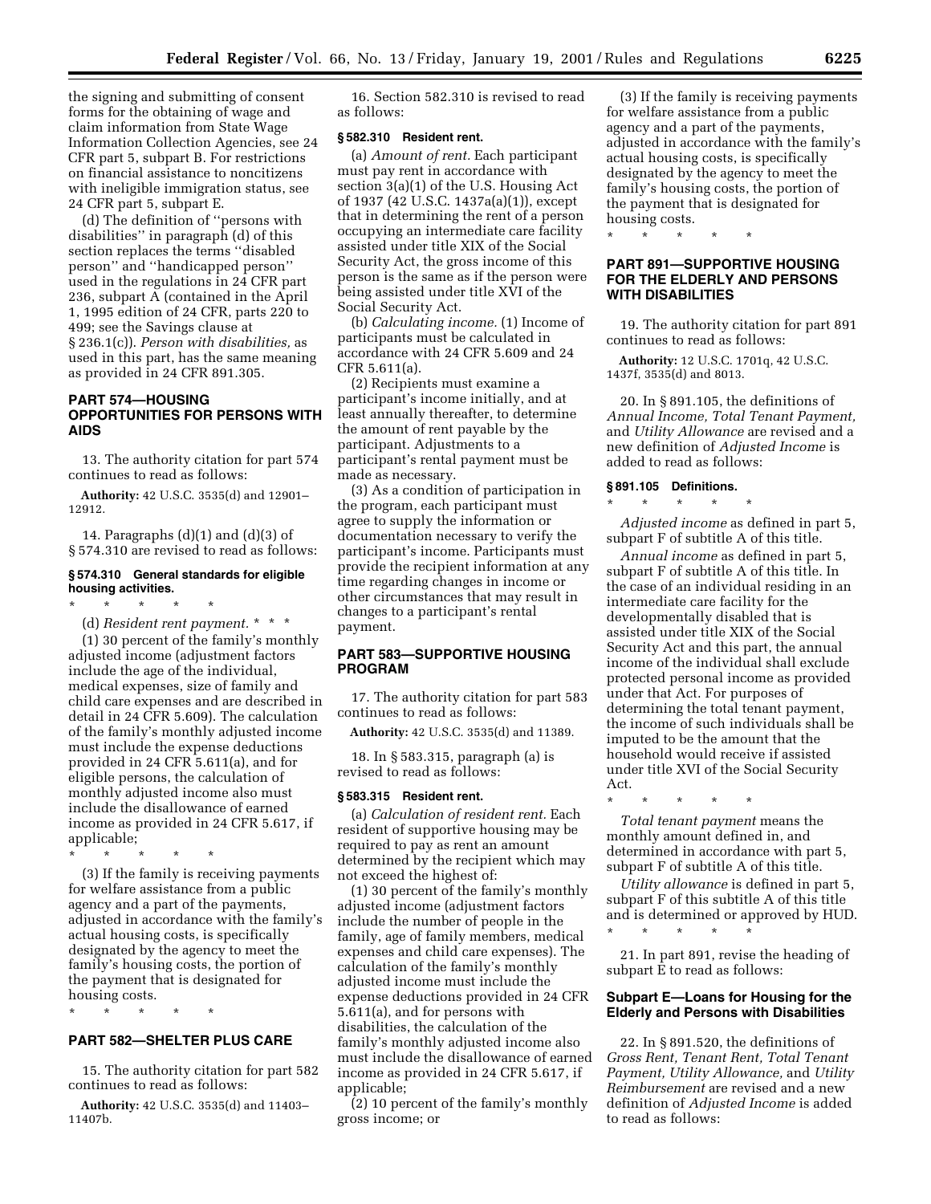the signing and submitting of consent forms for the obtaining of wage and claim information from State Wage Information Collection Agencies, see 24 CFR part 5, subpart B. For restrictions on financial assistance to noncitizens with ineligible immigration status, see 24 CFR part 5, subpart E.

(d) The definition of ''persons with disabilities'' in paragraph (d) of this section replaces the terms ''disabled person'' and ''handicapped person'' used in the regulations in 24 CFR part 236, subpart A (contained in the April 1, 1995 edition of 24 CFR, parts 220 to 499; see the Savings clause at § 236.1(c)). *Person with disabilities,* as used in this part, has the same meaning as provided in 24 CFR 891.305.

## PART 574—HOUSING OPPORTUNITIES FOR PERSONS WITH AIDS

13. The authority citation for part 574 continues to read as follows:

**Authority:** 42 U.S.C. 3535(d) and 12901–12912.

14. Paragraphs (d)(1) and (d)(3) of § 574.310 are revised to read as follows:

### § 574.310 General standards for eligible housing activities.

\* \* \* \* \*

(d) *Resident rent payment.* \* \* \*

(1) 30 percent of the family's monthly adjusted income (adjustment factors include the age of the individual, medical expenses, size of family and child care expenses and are described in detail in 24 CFR 5.609). The calculation of the family's monthly adjusted income must include the expense deductions provided in 24 CFR 5.611(a), and for eligible persons, the calculation of monthly adjusted income also must include the disallowance of earned income as provided in 24 CFR 5.617, if applicable;

\* \* \* \* \*

(3) If the family is receiving payments for welfare assistance from a public agency and a part of the payments, adjusted in accordance with the family's actual housing costs, is specifically designated by the agency to meet the family's housing costs, the portion of the payment that is designated for housing costs.

\* \* \* \* \*

## PART 582—SHELTER PLUS CARE

15. The authority citation for part 582 continues to read as follows:

**Authority:** 42 U.S.C. 3535(d) and 11403–11407b.

16. Section 582.310 is revised to read as follows:

### § 582.310 Resident rent.

(a) *Amount of rent.* Each participant must pay rent in accordance with section 3(a)(1) of the U.S. Housing Act of 1937 (42 U.S.C. 1437a(a)(1)), except that in determining the rent of a person occupying an intermediate care facility assisted under title XIX of the Social Security Act, the gross income of this person is the same as if the person were being assisted under title XVI of the Social Security Act.

(b) *Calculating income.* (1) Income of participants must be calculated in accordance with 24 CFR 5.609 and 24 CFR 5.611(a).

(2) Recipients must examine a participant's income initially, and at least annually thereafter, to determine the amount of rent payable by the participant. Adjustments to a participant's rental payment must be made as necessary.

(3) As a condition of participation in the program, each participant must agree to supply the information or documentation necessary to verify the participant's income. Participants must provide the recipient information at any time regarding changes in income or other circumstances that may result in changes to a participant's rental payment.

## PART 583—SUPPORTIVE HOUSING PROGRAM

17. The authority citation for part 583 continues to read as follows:

**Authority:** 42 U.S.C. 3535(d) and 11389.

18. In § 583.315, paragraph (a) is revised to read as follows:

### § 583.315 Resident rent.

(a) *Calculation of resident rent.* Each resident of supportive housing may be required to pay as rent an amount determined by the recipient which may not exceed the highest of:

(1) 30 percent of the family's monthly adjusted income (adjustment factors include the number of people in the family, age of family members, medical expenses and child care expenses). The calculation of the family's monthly adjusted income must include the expense deductions provided in 24 CFR 5.611(a), and for persons with disabilities, the calculation of the family's monthly adjusted income also must include the disallowance of earned income as provided in 24 CFR 5.617, if applicable;

(2) 10 percent of the family's monthly gross income; or

(3) If the family is receiving payments for welfare assistance from a public agency and a part of the payments, adjusted in accordance with the family's actual housing costs, is specifically designated by the agency to meet the family's housing costs, the portion of the payment that is designated for housing costs.

\* \* \* \* \*

## PART 891—SUPPORTIVE HOUSING FOR THE ELDERLY AND PERSONS WITH DISABILITIES

19. The authority citation for part 891 continues to read as follows:

**Authority:** 12 U.S.C. 1701q, 42 U.S.C. 1437f, 3535(d) and 8013.

20. In § 891.105, the definitions of *Annual Income, Total Tenant Payment,* and *Utility Allowance* are revised and a new definition of *Adjusted Income* is added to read as follows:

### § 891.105 Definitions.

\* \* \* \* \*

*Adjusted income* as defined in part 5, subpart F of subtitle A of this title.

*Annual income* as defined in part 5, subpart F of subtitle A of this title. In the case of an individual residing in an intermediate care facility for the developmentally disabled that is assisted under title XIX of the Social Security Act and this part, the annual income of the individual shall exclude protected personal income as provided under that Act. For purposes of determining the total tenant payment, the income of such individuals shall be imputed to be the amount that the household would receive if assisted under title XVI of the Social Security Act.

\* \* \* \* \*

*Total tenant payment* means the monthly amount defined in, and determined in accordance with part 5, subpart F of subtitle A of this title.

*Utility allowance* is defined in part 5, subpart F of this subtitle A of this title and is determined or approved by HUD.

\* \* \* \* \*

21. In part 891, revise the heading of subpart E to read as follows:

## Subpart E—Loans for Housing for the Elderly and Persons with Disabilities

22. In § 891.520, the definitions of *Gross Rent, Tenant Rent, Total Tenant Payment, Utility Allowance,* and *Utility Reimbursement* are revised and a new definition of *Adjusted Income* is added to read as follows: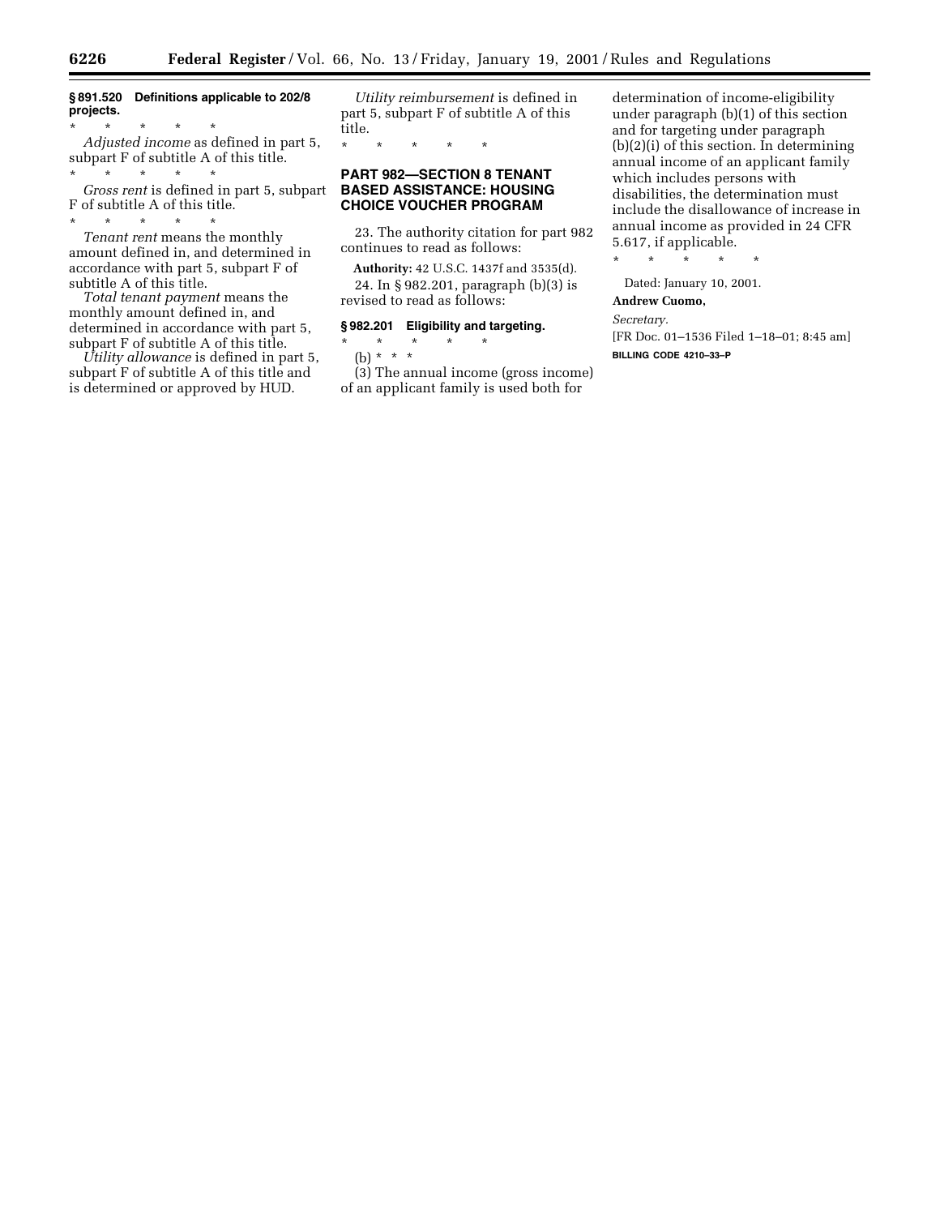**§ 891.520 Definitions applicable to 202/8 projects.**

\* \* \* \* \*

*Adjusted income* as defined in part 5, subpart F of subtitle A of this title.

\* \* \* \* \*

*Gross rent* is defined in part 5, subpart F of subtitle A of this title.

\* \* \* \* \*

*Tenant rent* means the monthly amount defined in, and determined in accordance with part 5, subpart F of subtitle A of this title.

*Total tenant payment* means the monthly amount defined in, and determined in accordance with part 5, subpart F of subtitle A of this title.

*Utility allowance* is defined in part 5, subpart F of subtitle A of this title and is determined or approved by HUD.

*Utility reimbursement* is defined in part 5, subpart F of subtitle A of this title.

\* \* \* \* \*

## PART 982—SECTION 8 TENANT BASED ASSISTANCE: HOUSING CHOICE VOUCHER PROGRAM

23. The authority citation for part 982 continues to read as follows:

**Authority:** 42 U.S.C. 1437f and 3535(d).

24. In § 982.201, paragraph (b)(3) is revised to read as follows:

**§ 982.201 Eligibility and targeting.**

\* \* \* \* \*

(b) \* \* \*

(3) The annual income (gross income) of an applicant family is used both for determination of income-eligibility under paragraph (b)(1) of this section and for targeting under paragraph (b)(2)(i) of this section. In determining annual income of an applicant family which includes persons with disabilities, the determination must include the disallowance of increase in annual income as provided in 24 CFR 5.617, if applicable.

\* \* \* \* \*

Dated: January 10, 2001.

**Andrew Cuomo,**

*Secretary.*

[FR Doc. 01–1536 Filed 1–18–01; 8:45 am]

BILLING CODE 4210–33–P